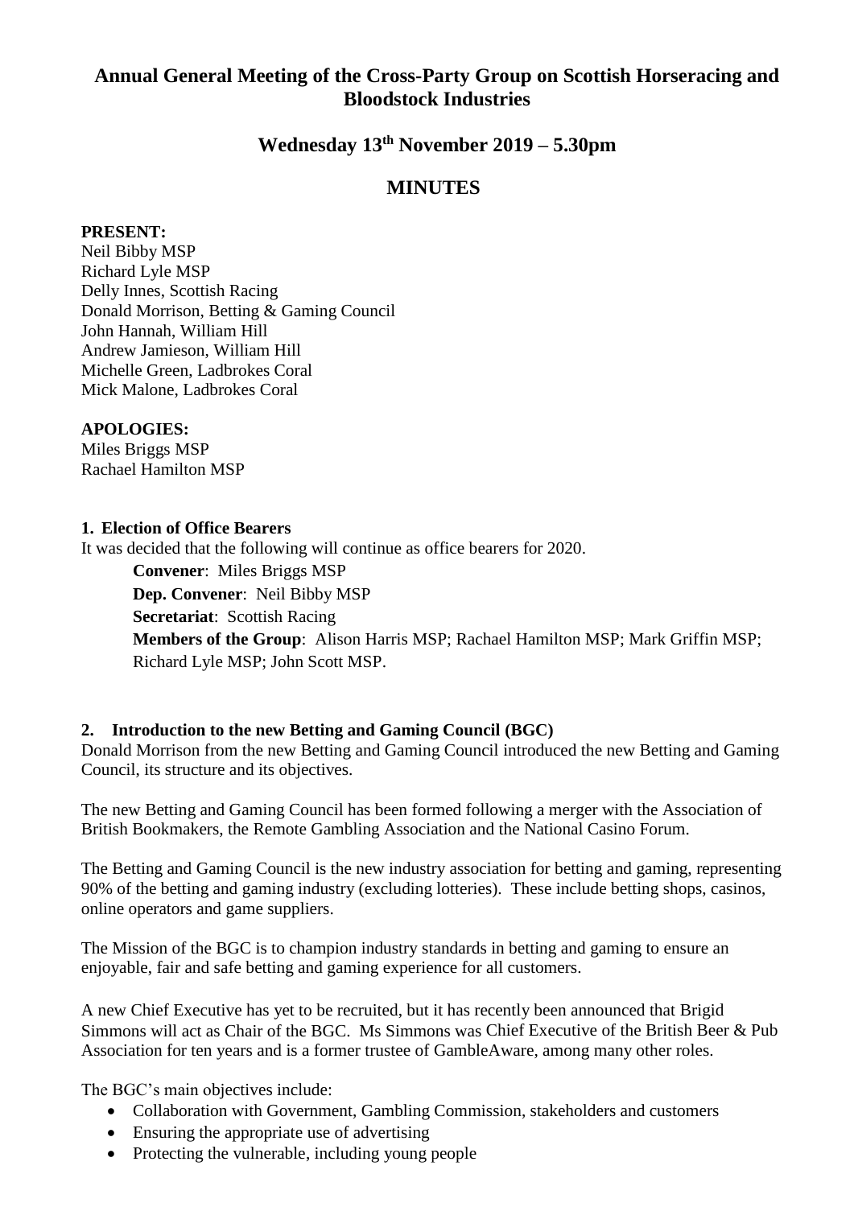# Annual General Meeting of the Cross-Party Group on Scottish Horseracing and Bloodstock Industries

## Wednesday 13th November 2019 – 5.30pm

## MINUTES

**PRESENT:**
Neil Bibby MSP
Richard Lyle MSP
Delly Innes, Scottish Racing
Donald Morrison, Betting & Gaming Council
John Hannah, William Hill
Andrew Jamieson, William Hill
Michelle Green, Ladbrokes Coral
Mick Malone, Ladbrokes Coral

**APOLOGIES:**
Miles Briggs MSP
Rachael Hamilton MSP

### 1. Election of Office Bearers

It was decided that the following will continue as office bearers for 2020.

**Convener**: Miles Briggs MSP
**Dep. Convener**: Neil Bibby MSP
**Secretariat**: Scottish Racing
**Members of the Group**: Alison Harris MSP; Rachael Hamilton MSP; Mark Griffin MSP; Richard Lyle MSP; John Scott MSP.

### 2. Introduction to the new Betting and Gaming Council (BGC)

Donald Morrison from the new Betting and Gaming Council introduced the new Betting and Gaming Council, its structure and its objectives.

The new Betting and Gaming Council has been formed following a merger with the Association of British Bookmakers, the Remote Gambling Association and the National Casino Forum.

The Betting and Gaming Council is the new industry association for betting and gaming, representing 90% of the betting and gaming industry (excluding lotteries). These include betting shops, casinos, online operators and game suppliers.

The Mission of the BGC is to champion industry standards in betting and gaming to ensure an enjoyable, fair and safe betting and gaming experience for all customers.

A new Chief Executive has yet to be recruited, but it has recently been announced that Brigid Simmons will act as Chair of the BGC. Ms Simmons was Chief Executive of the British Beer & Pub Association for ten years and is a former trustee of GambleAware, among many other roles.

The BGC's main objectives include:

- Collaboration with Government, Gambling Commission, stakeholders and customers
- Ensuring the appropriate use of advertising
- Protecting the vulnerable, including young people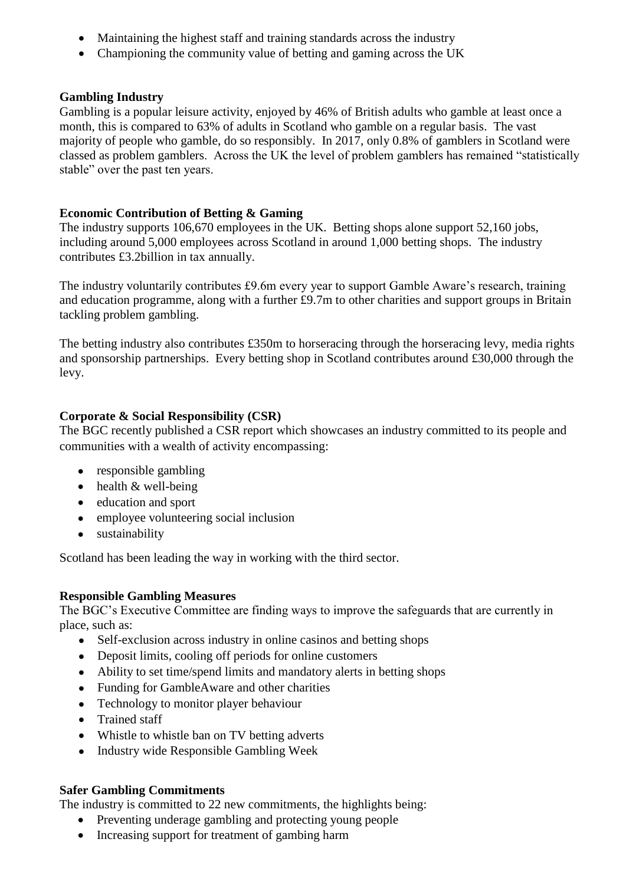- Maintaining the highest staff and training standards across the industry
- Championing the community value of betting and gaming across the UK

**Gambling Industry**

Gambling is a popular leisure activity, enjoyed by 46% of British adults who gamble at least once a month, this is compared to 63% of adults in Scotland who gamble on a regular basis. The vast majority of people who gamble, do so responsibly. In 2017, only 0.8% of gamblers in Scotland were classed as problem gamblers. Across the UK the level of problem gamblers has remained "statistically stable" over the past ten years.

**Economic Contribution of Betting & Gaming**

The industry supports 106,670 employees in the UK. Betting shops alone support 52,160 jobs, including around 5,000 employees across Scotland in around 1,000 betting shops. The industry contributes £3.2billion in tax annually.

The industry voluntarily contributes £9.6m every year to support Gamble Aware's research, training and education programme, along with a further £9.7m to other charities and support groups in Britain tackling problem gambling.

The betting industry also contributes £350m to horseracing through the horseracing levy, media rights and sponsorship partnerships. Every betting shop in Scotland contributes around £30,000 through the levy.

**Corporate & Social Responsibility (CSR)**

The BGC recently published a CSR report which showcases an industry committed to its people and communities with a wealth of activity encompassing:

- responsible gambling
- health & well-being
- education and sport
- employee volunteering social inclusion
- sustainability

Scotland has been leading the way in working with the third sector.

**Responsible Gambling Measures**

The BGC's Executive Committee are finding ways to improve the safeguards that are currently in place, such as:

- Self-exclusion across industry in online casinos and betting shops
- Deposit limits, cooling off periods for online customers
- Ability to set time/spend limits and mandatory alerts in betting shops
- Funding for GambleAware and other charities
- Technology to monitor player behaviour
- Trained staff
- Whistle to whistle ban on TV betting adverts
- Industry wide Responsible Gambling Week

**Safer Gambling Commitments**

The industry is committed to 22 new commitments, the highlights being:

- Preventing underage gambling and protecting young people
- Increasing support for treatment of gambing harm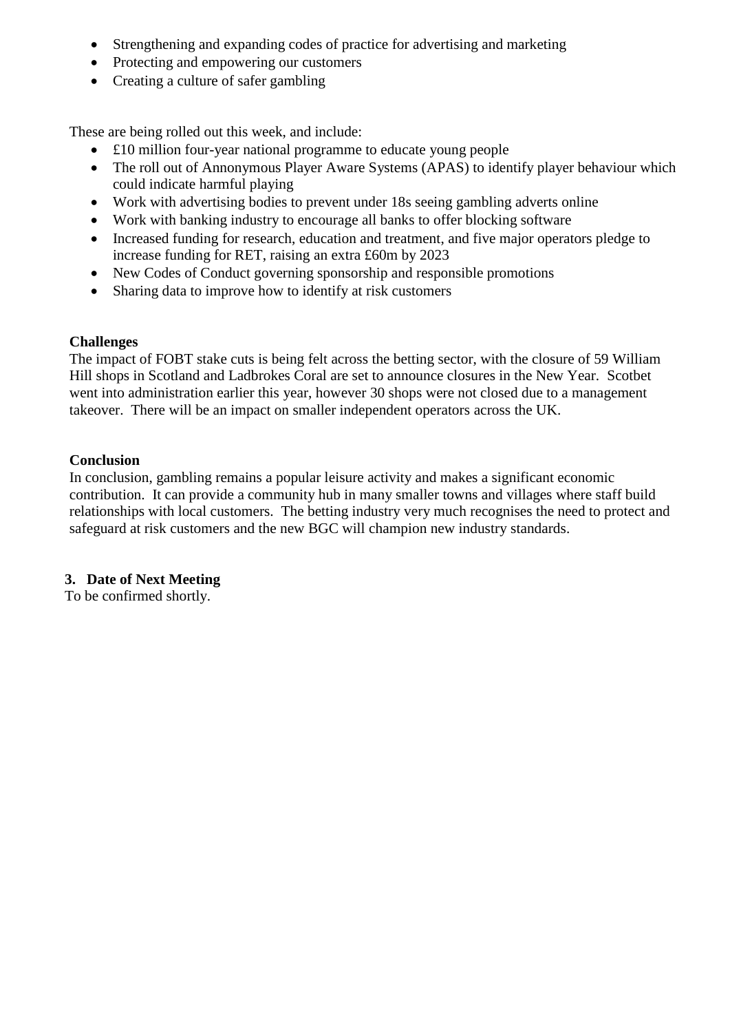- Strengthening and expanding codes of practice for advertising and marketing
- Protecting and empowering our customers
- Creating a culture of safer gambling

These are being rolled out this week, and include:

- £10 million four-year national programme to educate young people
- The roll out of Annonymous Player Aware Systems (APAS) to identify player behaviour which could indicate harmful playing
- Work with advertising bodies to prevent under 18s seeing gambling adverts online
- Work with banking industry to encourage all banks to offer blocking software
- Increased funding for research, education and treatment, and five major operators pledge to increase funding for RET, raising an extra £60m by 2023
- New Codes of Conduct governing sponsorship and responsible promotions
- Sharing data to improve how to identify at risk customers

**Challenges**

The impact of FOBT stake cuts is being felt across the betting sector, with the closure of 59 William Hill shops in Scotland and Ladbrokes Coral are set to announce closures in the New Year. Scotbet went into administration earlier this year, however 30 shops were not closed due to a management takeover. There will be an impact on smaller independent operators across the UK.

**Conclusion**

In conclusion, gambling remains a popular leisure activity and makes a significant economic contribution. It can provide a community hub in many smaller towns and villages where staff build relationships with local customers. The betting industry very much recognises the need to protect and safeguard at risk customers and the new BGC will champion new industry standards.

**3. Date of Next Meeting**

To be confirmed shortly.